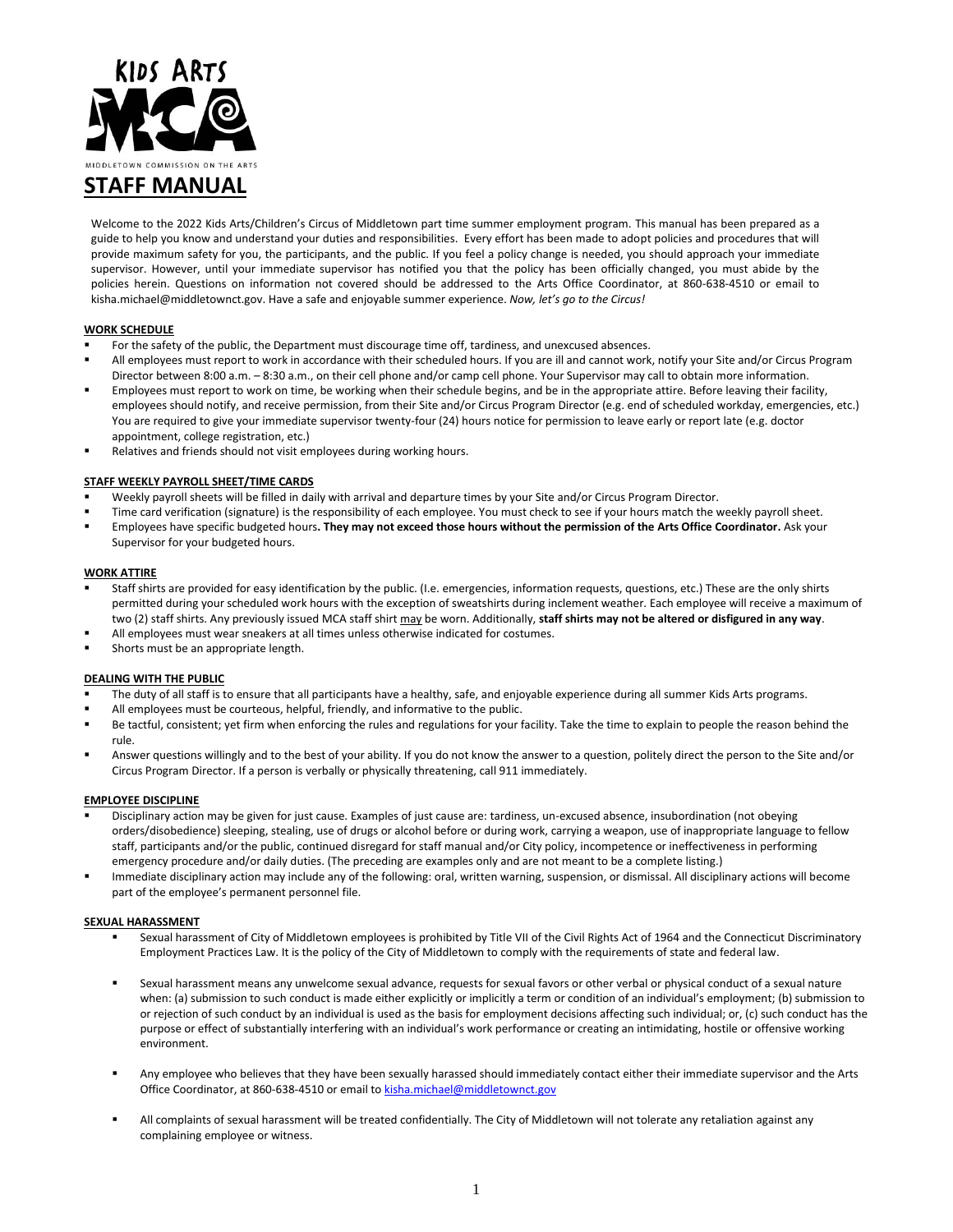KIDS ARTS

MCA

MIDDLETOWN COMMISSION ON THE ARTS

# STAFF MANUAL

Welcome to the 2022 Kids Arts/Children's Circus of Middletown part time summer employment program. This manual has been prepared as a guide to help you know and understand your duties and responsibilities. Every effort has been made to adopt policies and procedures that will provide maximum safety for you, the participants, and the public. If you feel a policy change is needed, you should approach your immediate supervisor. However, until your immediate supervisor has notified you that the policy has been officially changed, you must abide by the policies herein. Questions on information not covered should be addressed to the Arts Office Coordinator, at 860-638-4510 or email to kisha.michael@middletownct.gov. Have a safe and enjoyable summer experience. *Now, let's go to the Circus!*

## WORK SCHEDULE

- For the safety of the public, the Department must discourage time off, tardiness, and unexcused absences.
- All employees must report to work in accordance with their scheduled hours. If you are ill and cannot work, notify your Site and/or Circus Program Director between 8:00 a.m. – 8:30 a.m., on their cell phone and/or camp cell phone. Your Supervisor may call to obtain more information.
- Employees must report to work on time, be working when their schedule begins, and be in the appropriate attire. Before leaving their facility, employees should notify, and receive permission, from their Site and/or Circus Program Director (e.g. end of scheduled workday, emergencies, etc.) You are required to give your immediate supervisor twenty-four (24) hours notice for permission to leave early or report late (e.g. doctor appointment, college registration, etc.)
- Relatives and friends should not visit employees during working hours.

## STAFF WEEKLY PAYROLL SHEET/TIME CARDS

- Weekly payroll sheets will be filled in daily with arrival and departure times by your Site and/or Circus Program Director.
- Time card verification (signature) is the responsibility of each employee. You must check to see if your hours match the weekly payroll sheet.
- Employees have specific budgeted hours**. They may not exceed those hours without the permission of the Arts Office Coordinator.** Ask your Supervisor for your budgeted hours.

## WORK ATTIRE

- Staff shirts are provided for easy identification by the public. (I.e. emergencies, information requests, questions, etc.) These are the only shirts permitted during your scheduled work hours with the exception of sweatshirts during inclement weather. Each employee will receive a maximum of two (2) staff shirts. Any previously issued MCA staff shirt may be worn. Additionally, **staff shirts may not be altered or disfigured in any way**.
- All employees must wear sneakers at all times unless otherwise indicated for costumes.
- Shorts must be an appropriate length.

## DEALING WITH THE PUBLIC

- The duty of all staff is to ensure that all participants have a healthy, safe, and enjoyable experience during all summer Kids Arts programs.
- All employees must be courteous, helpful, friendly, and informative to the public.
- Be tactful, consistent; yet firm when enforcing the rules and regulations for your facility. Take the time to explain to people the reason behind the rule.
- Answer questions willingly and to the best of your ability. If you do not know the answer to a question, politely direct the person to the Site and/or Circus Program Director. If a person is verbally or physically threatening, call 911 immediately.

## EMPLOYEE DISCIPLINE

- Disciplinary action may be given for just cause. Examples of just cause are: tardiness, un-excused absence, insubordination (not obeying orders/disobedience) sleeping, stealing, use of drugs or alcohol before or during work, carrying a weapon, use of inappropriate language to fellow staff, participants and/or the public, continued disregard for staff manual and/or City policy, incompetence or ineffectiveness in performing emergency procedure and/or daily duties. (The preceding are examples only and are not meant to be a complete listing.)
- Immediate disciplinary action may include any of the following: oral, written warning, suspension, or dismissal. All disciplinary actions will become part of the employee's permanent personnel file.

## SEXUAL HARASSMENT

- Sexual harassment of City of Middletown employees is prohibited by Title VII of the Civil Rights Act of 1964 and the Connecticut Discriminatory Employment Practices Law. It is the policy of the City of Middletown to comply with the requirements of state and federal law.
- Sexual harassment means any unwelcome sexual advance, requests for sexual favors or other verbal or physical conduct of a sexual nature when: (a) submission to such conduct is made either explicitly or implicitly a term or condition of an individual's employment; (b) submission to or rejection of such conduct by an individual is used as the basis for employment decisions affecting such individual; or, (c) such conduct has the purpose or effect of substantially interfering with an individual's work performance or creating an intimidating, hostile or offensive working environment.
- Any employee who believes that they have been sexually harassed should immediately contact either their immediate supervisor and the Arts Office Coordinator, at 860-638-4510 or email to kisha.michael@middletownct.gov
- All complaints of sexual harassment will be treated confidentially. The City of Middletown will not tolerate any retaliation against any complaining employee or witness.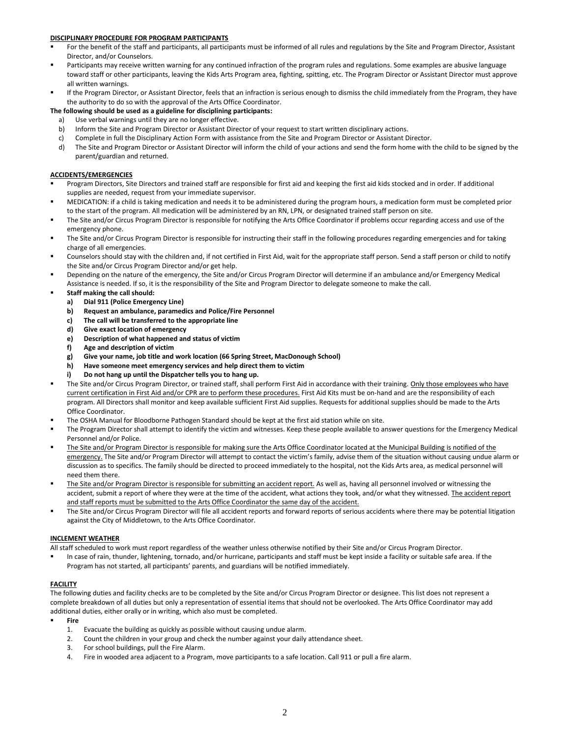**DISCIPLINARY PROCEDURE FOR PROGRAM PARTICIPANTS**

- For the benefit of the staff and participants, all participants must be informed of all rules and regulations by the Site and Program Director, Assistant Director, and/or Counselors.
- Participants may receive written warning for any continued infraction of the program rules and regulations. Some examples are abusive language toward staff or other participants, leaving the Kids Arts Program area, fighting, spitting, etc. The Program Director or Assistant Director must approve all written warnings.
- If the Program Director, or Assistant Director, feels that an infraction is serious enough to dismiss the child immediately from the Program, they have the authority to do so with the approval of the Arts Office Coordinator.

**The following should be used as a guideline for disciplining participants:**

a) Use verbal warnings until they are no longer effective.
b) Inform the Site and Program Director or Assistant Director of your request to start written disciplinary actions.
c) Complete in full the Disciplinary Action Form with assistance from the Site and Program Director or Assistant Director.
d) The Site and Program Director or Assistant Director will inform the child of your actions and send the form home with the child to be signed by the parent/guardian and returned.

**ACCIDENTS/EMERGENCIES**

- Program Directors, Site Directors and trained staff are responsible for first aid and keeping the first aid kids stocked and in order. If additional supplies are needed, request from your immediate supervisor.
- MEDICATION: if a child is taking medication and needs it to be administered during the program hours, a medication form must be completed prior to the start of the program. All medication will be administered by an RN, LPN, or designated trained staff person on site.
- The Site and/or Circus Program Director is responsible for notifying the Arts Office Coordinator if problems occur regarding access and use of the emergency phone.
- The Site and/or Circus Program Director is responsible for instructing their staff in the following procedures regarding emergencies and for taking charge of all emergencies.
- Counselors should stay with the children and, if not certified in First Aid, wait for the appropriate staff person. Send a staff person or child to notify the Site and/or Circus Program Director and/or get help.
- Depending on the nature of the emergency, the Site and/or Circus Program Director will determine if an ambulance and/or Emergency Medical Assistance is needed. If so, it is the responsibility of the Site and Program Director to delegate someone to make the call.
- **Staff making the call should:**
  - **a) Dial 911 (Police Emergency Line)**
  - **b) Request an ambulance, paramedics and Police/Fire Personnel**
  - **c) The call will be transferred to the appropriate line**
  - **d) Give exact location of emergency**
  - **e) Description of what happened and status of victim**
  - **f) Age and description of victim**
  - **g) Give your name, job title and work location (66 Spring Street, MacDonough School)**
  - **h) Have someone meet emergency services and help direct them to victim**
  - **i) Do not hang up until the Dispatcher tells you to hang up.**
- The Site and/or Circus Program Director, or trained staff, shall perform First Aid in accordance with their training. Only those employees who have current certification in First Aid and/or CPR are to perform these procedures. First Aid Kits must be on-hand and are the responsibility of each program. All Directors shall monitor and keep available sufficient First Aid supplies. Requests for additional supplies should be made to the Arts Office Coordinator.
- The OSHA Manual for Bloodborne Pathogen Standard should be kept at the first aid station while on site.
- The Program Director shall attempt to identify the victim and witnesses. Keep these people available to answer questions for the Emergency Medical Personnel and/or Police.
- The Site and/or Program Director is responsible for making sure the Arts Office Coordinator located at the Municipal Building is notified of the emergency. The Site and/or Program Director will attempt to contact the victim's family, advise them of the situation without causing undue alarm or discussion as to specifics. The family should be directed to proceed immediately to the hospital, not the Kids Arts area, as medical personnel will need them there.
- The Site and/or Program Director is responsible for submitting an accident report. As well as, having all personnel involved or witnessing the accident, submit a report of where they were at the time of the accident, what actions they took, and/or what they witnessed. The accident report and staff reports must be submitted to the Arts Office Coordinator the same day of the accident.
- The Site and/or Circus Program Director will file all accident reports and forward reports of serious accidents where there may be potential litigation against the City of Middletown, to the Arts Office Coordinator.

**INCLEMENT WEATHER**

All staff scheduled to work must report regardless of the weather unless otherwise notified by their Site and/or Circus Program Director.

- In case of rain, thunder, lightening, tornado, and/or hurricane, participants and staff must be kept inside a facility or suitable safe area. If the Program has not started, all participants' parents, and guardians will be notified immediately.

**FACILITY**

The following duties and facility checks are to be completed by the Site and/or Circus Program Director or designee. This list does not represent a complete breakdown of all duties but only a representation of essential items that should not be overlooked. The Arts Office Coordinator may add additional duties, either orally or in writing, which also must be completed.

- **Fire**
  1. Evacuate the building as quickly as possible without causing undue alarm.
  2. Count the children in your group and check the number against your daily attendance sheet.
  3. For school buildings, pull the Fire Alarm.
  4. Fire in wooded area adjacent to a Program, move participants to a safe location. Call 911 or pull a fire alarm.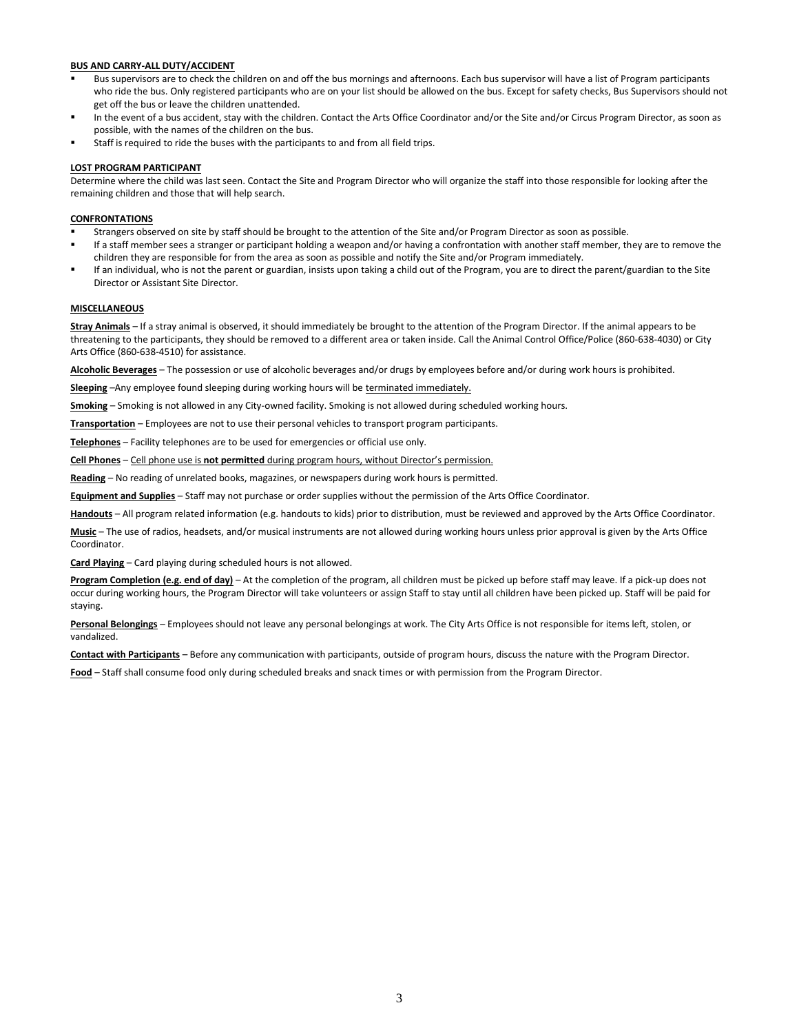**BUS AND CARRY-ALL DUTY/ACCIDENT**

- Bus supervisors are to check the children on and off the bus mornings and afternoons. Each bus supervisor will have a list of Program participants who ride the bus. Only registered participants who are on your list should be allowed on the bus. Except for safety checks, Bus Supervisors should not get off the bus or leave the children unattended.
- In the event of a bus accident, stay with the children. Contact the Arts Office Coordinator and/or the Site and/or Circus Program Director, as soon as possible, with the names of the children on the bus.
- Staff is required to ride the buses with the participants to and from all field trips.

**LOST PROGRAM PARTICIPANT**

Determine where the child was last seen. Contact the Site and Program Director who will organize the staff into those responsible for looking after the remaining children and those that will help search.

**CONFRONTATIONS**

- Strangers observed on site by staff should be brought to the attention of the Site and/or Program Director as soon as possible.
- If a staff member sees a stranger or participant holding a weapon and/or having a confrontation with another staff member, they are to remove the children they are responsible for from the area as soon as possible and notify the Site and/or Program immediately.
- If an individual, who is not the parent or guardian, insists upon taking a child out of the Program, you are to direct the parent/guardian to the Site Director or Assistant Site Director.

**MISCELLANEOUS**

**Stray Animals** – If a stray animal is observed, it should immediately be brought to the attention of the Program Director. If the animal appears to be threatening to the participants, they should be removed to a different area or taken inside. Call the Animal Control Office/Police (860-638-4030) or City Arts Office (860-638-4510) for assistance.

**Alcoholic Beverages** – The possession or use of alcoholic beverages and/or drugs by employees before and/or during work hours is prohibited.

**Sleeping** –Any employee found sleeping during working hours will be terminated immediately.

**Smoking** – Smoking is not allowed in any City-owned facility. Smoking is not allowed during scheduled working hours.

**Transportation** – Employees are not to use their personal vehicles to transport program participants.

**Telephones** – Facility telephones are to be used for emergencies or official use only.

**Cell Phones** – Cell phone use is **not permitted** during program hours, without Director's permission.

**Reading** – No reading of unrelated books, magazines, or newspapers during work hours is permitted.

**Equipment and Supplies** – Staff may not purchase or order supplies without the permission of the Arts Office Coordinator.

**Handouts** – All program related information (e.g. handouts to kids) prior to distribution, must be reviewed and approved by the Arts Office Coordinator.

**Music** – The use of radios, headsets, and/or musical instruments are not allowed during working hours unless prior approval is given by the Arts Office Coordinator.

**Card Playing** – Card playing during scheduled hours is not allowed.

**Program Completion (e.g. end of day)** – At the completion of the program, all children must be picked up before staff may leave. If a pick-up does not occur during working hours, the Program Director will take volunteers or assign Staff to stay until all children have been picked up. Staff will be paid for staying.

**Personal Belongings** – Employees should not leave any personal belongings at work. The City Arts Office is not responsible for items left, stolen, or vandalized.

**Contact with Participants** – Before any communication with participants, outside of program hours, discuss the nature with the Program Director.

**Food** – Staff shall consume food only during scheduled breaks and snack times or with permission from the Program Director.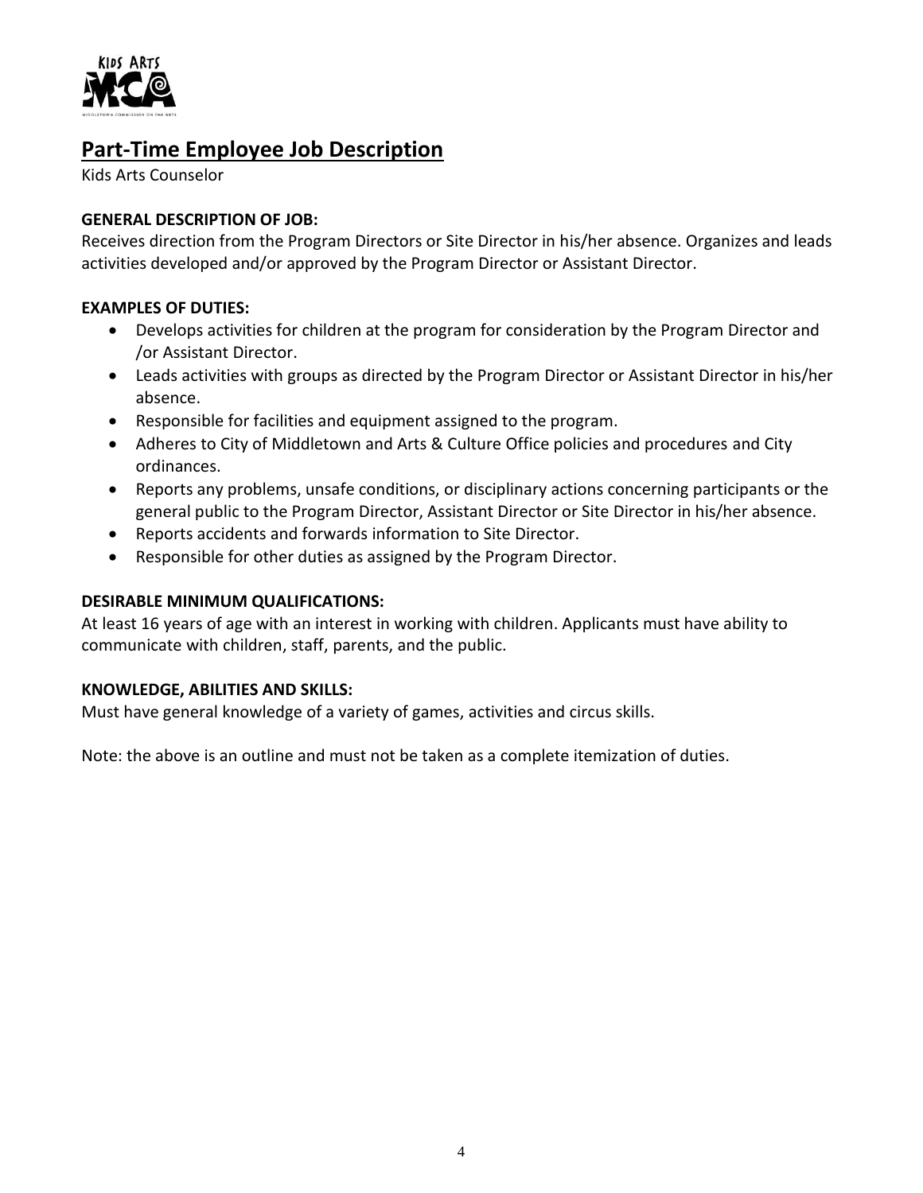## Part-Time Employee Job Description

Kids Arts Counselor

**GENERAL DESCRIPTION OF JOB:**
Receives direction from the Program Directors or Site Director in his/her absence. Organizes and leads activities developed and/or approved by the Program Director or Assistant Director.

**EXAMPLES OF DUTIES:**

- Develops activities for children at the program for consideration by the Program Director and /or Assistant Director.
- Leads activities with groups as directed by the Program Director or Assistant Director in his/her absence.
- Responsible for facilities and equipment assigned to the program.
- Adheres to City of Middletown and Arts & Culture Office policies and procedures and City ordinances.
- Reports any problems, unsafe conditions, or disciplinary actions concerning participants or the general public to the Program Director, Assistant Director or Site Director in his/her absence.
- Reports accidents and forwards information to Site Director.
- Responsible for other duties as assigned by the Program Director.

**DESIRABLE MINIMUM QUALIFICATIONS:**
At least 16 years of age with an interest in working with children. Applicants must have ability to communicate with children, staff, parents, and the public.

**KNOWLEDGE, ABILITIES AND SKILLS:**
Must have general knowledge of a variety of games, activities and circus skills.

Note: the above is an outline and must not be taken as a complete itemization of duties.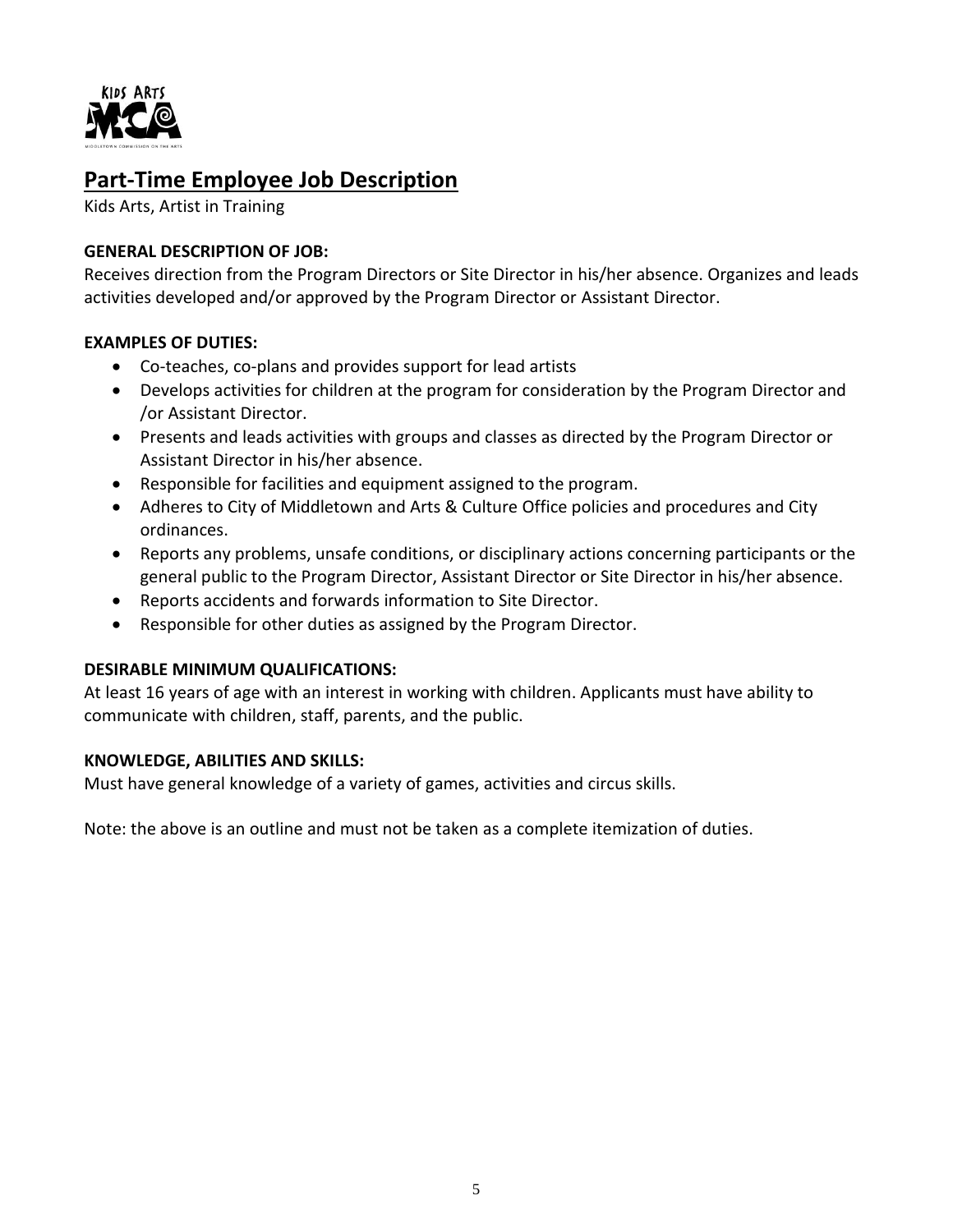## Part-Time Employee Job Description

Kids Arts, Artist in Training

**GENERAL DESCRIPTION OF JOB:**

Receives direction from the Program Directors or Site Director in his/her absence. Organizes and leads activities developed and/or approved by the Program Director or Assistant Director.

**EXAMPLES OF DUTIES:**

- Co-teaches, co-plans and provides support for lead artists
- Develops activities for children at the program for consideration by the Program Director and /or Assistant Director.
- Presents and leads activities with groups and classes as directed by the Program Director or Assistant Director in his/her absence.
- Responsible for facilities and equipment assigned to the program.
- Adheres to City of Middletown and Arts & Culture Office policies and procedures and City ordinances.
- Reports any problems, unsafe conditions, or disciplinary actions concerning participants or the general public to the Program Director, Assistant Director or Site Director in his/her absence.
- Reports accidents and forwards information to Site Director.
- Responsible for other duties as assigned by the Program Director.

**DESIRABLE MINIMUM QUALIFICATIONS:**

At least 16 years of age with an interest in working with children. Applicants must have ability to communicate with children, staff, parents, and the public.

**KNOWLEDGE, ABILITIES AND SKILLS:**

Must have general knowledge of a variety of games, activities and circus skills.

Note: the above is an outline and must not be taken as a complete itemization of duties.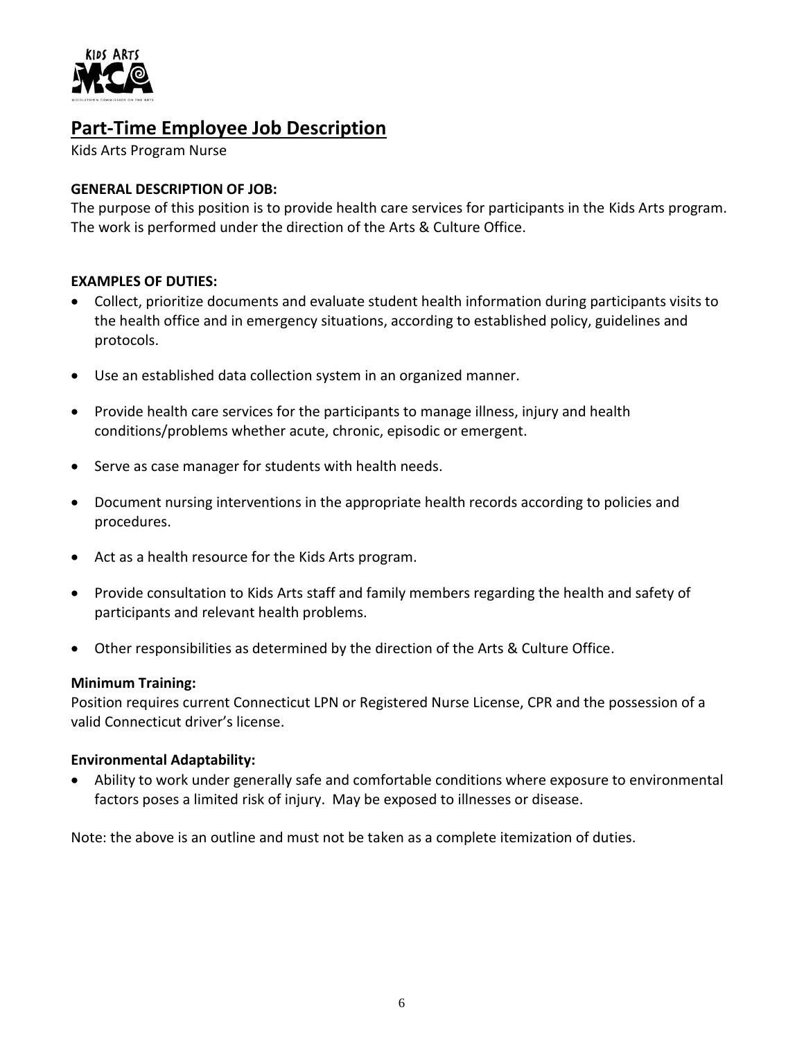## Part-Time Employee Job Description

Kids Arts Program Nurse

**GENERAL DESCRIPTION OF JOB:**

The purpose of this position is to provide health care services for participants in the Kids Arts program. The work is performed under the direction of the Arts & Culture Office.

**EXAMPLES OF DUTIES:**

- Collect, prioritize documents and evaluate student health information during participants visits to the health office and in emergency situations, according to established policy, guidelines and protocols.
- Use an established data collection system in an organized manner.
- Provide health care services for the participants to manage illness, injury and health conditions/problems whether acute, chronic, episodic or emergent.
- Serve as case manager for students with health needs.
- Document nursing interventions in the appropriate health records according to policies and procedures.
- Act as a health resource for the Kids Arts program.
- Provide consultation to Kids Arts staff and family members regarding the health and safety of participants and relevant health problems.
- Other responsibilities as determined by the direction of the Arts & Culture Office.

**Minimum Training:**

Position requires current Connecticut LPN or Registered Nurse License, CPR and the possession of a valid Connecticut driver's license.

**Environmental Adaptability:**

- Ability to work under generally safe and comfortable conditions where exposure to environmental factors poses a limited risk of injury. May be exposed to illnesses or disease.

Note: the above is an outline and must not be taken as a complete itemization of duties.